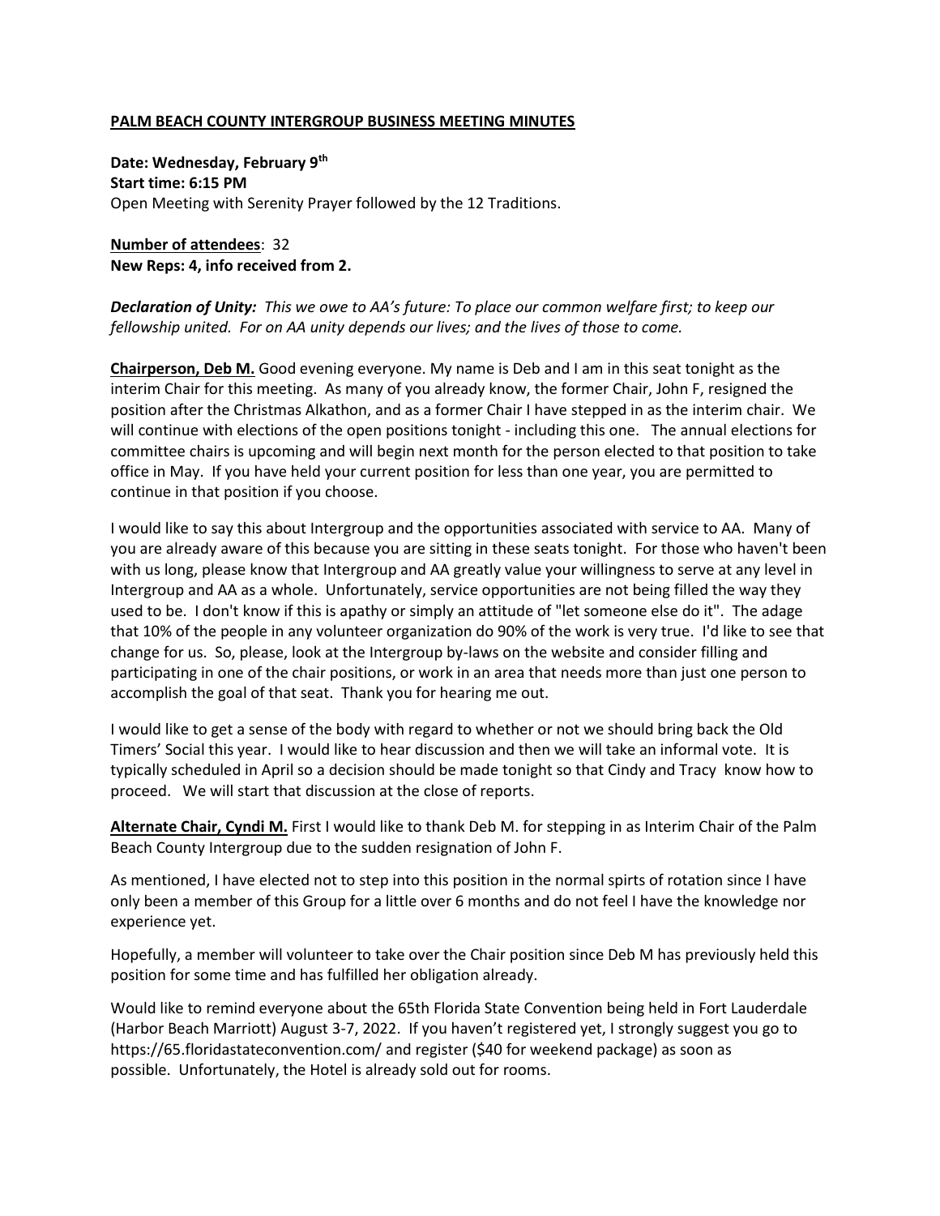**PALM BEACH COUNTY INTERGROUP BUSINESS MEETING MINUTES**

**Date: Wednesday, February 9th**
**Start time: 6:15 PM**
Open Meeting with Serenity Prayer followed by the 12 Traditions.

**Number of attendees**: 32
**New Reps: 4, info received from 2.**

***Declaration of Unity:*** *This we owe to AA's future: To place our common welfare first; to keep our fellowship united. For on AA unity depends our lives; and the lives of those to come.*

**Chairperson, Deb M.** Good evening everyone. My name is Deb and I am in this seat tonight as the interim Chair for this meeting. As many of you already know, the former Chair, John F, resigned the position after the Christmas Alkathon, and as a former Chair I have stepped in as the interim chair. We will continue with elections of the open positions tonight - including this one. The annual elections for committee chairs is upcoming and will begin next month for the person elected to that position to take office in May. If you have held your current position for less than one year, you are permitted to continue in that position if you choose.

I would like to say this about Intergroup and the opportunities associated with service to AA. Many of you are already aware of this because you are sitting in these seats tonight. For those who haven't been with us long, please know that Intergroup and AA greatly value your willingness to serve at any level in Intergroup and AA as a whole. Unfortunately, service opportunities are not being filled the way they used to be. I don't know if this is apathy or simply an attitude of "let someone else do it". The adage that 10% of the people in any volunteer organization do 90% of the work is very true. I'd like to see that change for us. So, please, look at the Intergroup by-laws on the website and consider filling and participating in one of the chair positions, or work in an area that needs more than just one person to accomplish the goal of that seat. Thank you for hearing me out.

I would like to get a sense of the body with regard to whether or not we should bring back the Old Timers' Social this year. I would like to hear discussion and then we will take an informal vote. It is typically scheduled in April so a decision should be made tonight so that Cindy and Tracy know how to proceed. We will start that discussion at the close of reports.

**Alternate Chair, Cyndi M.** First I would like to thank Deb M. for stepping in as Interim Chair of the Palm Beach County Intergroup due to the sudden resignation of John F.

As mentioned, I have elected not to step into this position in the normal spirts of rotation since I have only been a member of this Group for a little over 6 months and do not feel I have the knowledge nor experience yet.

Hopefully, a member will volunteer to take over the Chair position since Deb M has previously held this position for some time and has fulfilled her obligation already.

Would like to remind everyone about the 65th Florida State Convention being held in Fort Lauderdale (Harbor Beach Marriott) August 3-7, 2022. If you haven't registered yet, I strongly suggest you go to https://65.floridastateconvention.com/ and register ($40 for weekend package) as soon as possible. Unfortunately, the Hotel is already sold out for rooms.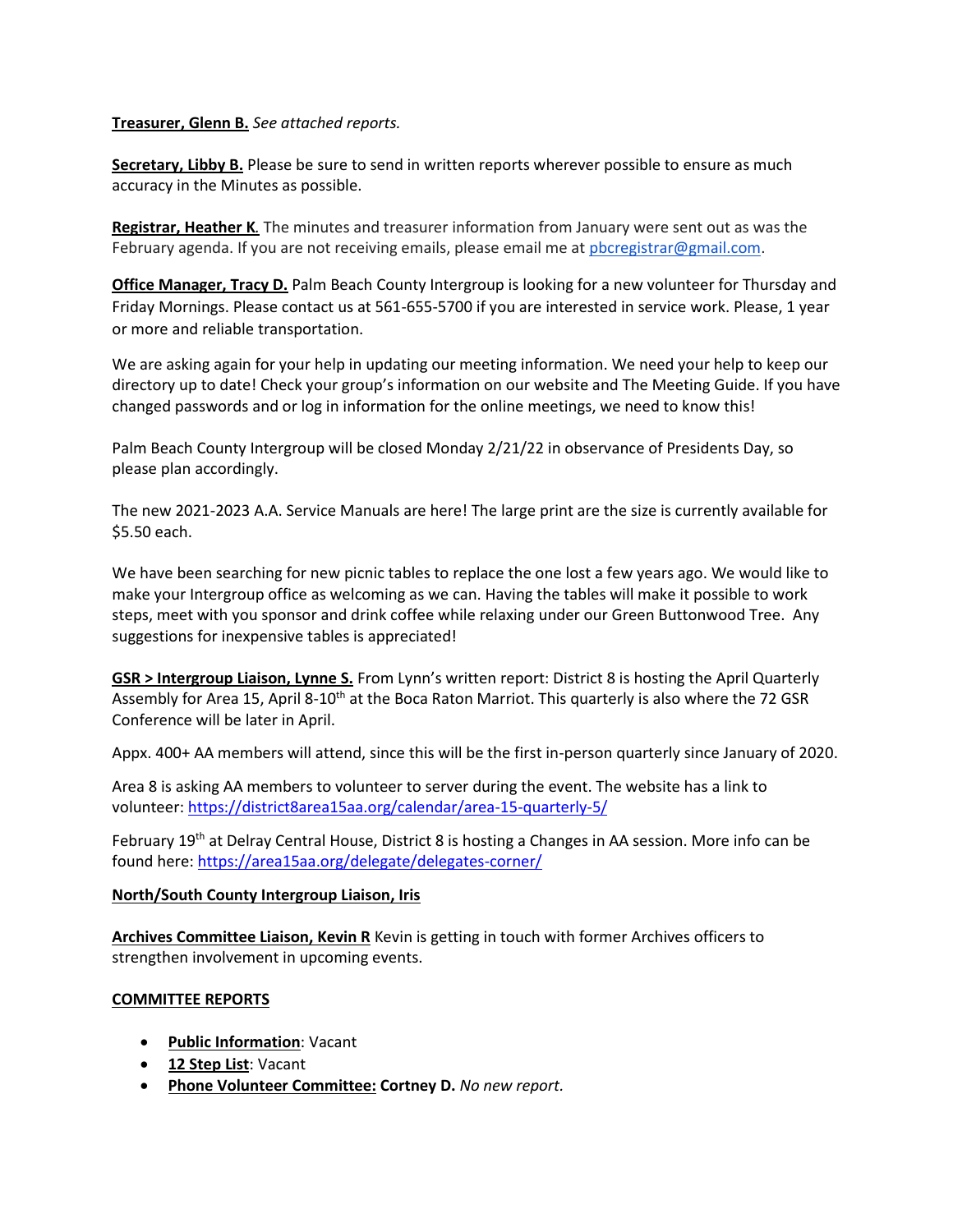**Treasurer, Glenn B.** *See attached reports.*

**Secretary, Libby B.** Please be sure to send in written reports wherever possible to ensure as much accuracy in the Minutes as possible.

**Registrar, Heather K.** The minutes and treasurer information from January were sent out as was the February agenda. If you are not receiving emails, please email me at pbcregistrar@gmail.com.

**Office Manager, Tracy D.** Palm Beach County Intergroup is looking for a new volunteer for Thursday and Friday Mornings. Please contact us at 561-655-5700 if you are interested in service work. Please, 1 year or more and reliable transportation.

We are asking again for your help in updating our meeting information. We need your help to keep our directory up to date! Check your group's information on our website and The Meeting Guide. If you have changed passwords and or log in information for the online meetings, we need to know this!

Palm Beach County Intergroup will be closed Monday 2/21/22 in observance of Presidents Day, so please plan accordingly.

The new 2021-2023 A.A. Service Manuals are here! The large print are the size is currently available for $5.50 each.

We have been searching for new picnic tables to replace the one lost a few years ago. We would like to make your Intergroup office as welcoming as we can. Having the tables will make it possible to work steps, meet with you sponsor and drink coffee while relaxing under our Green Buttonwood Tree. Any suggestions for inexpensive tables is appreciated!

**GSR > Intergroup Liaison, Lynne S.** From Lynn's written report: District 8 is hosting the April Quarterly Assembly for Area 15, April 8-10th at the Boca Raton Marriot. This quarterly is also where the 72 GSR Conference will be later in April.

Appx. 400+ AA members will attend, since this will be the first in-person quarterly since January of 2020.

Area 8 is asking AA members to volunteer to server during the event. The website has a link to volunteer: https://district8area15aa.org/calendar/area-15-quarterly-5/

February 19th at Delray Central House, District 8 is hosting a Changes in AA session. More info can be found here: https://area15aa.org/delegate/delegates-corner/

**North/South County Intergroup Liaison, Iris**

**Archives Committee Liaison, Kevin R** Kevin is getting in touch with former Archives officers to strengthen involvement in upcoming events.

**COMMITTEE REPORTS**

- **Public Information**: Vacant
- **12 Step List**: Vacant
- **Phone Volunteer Committee: Cortney D.** *No new report.*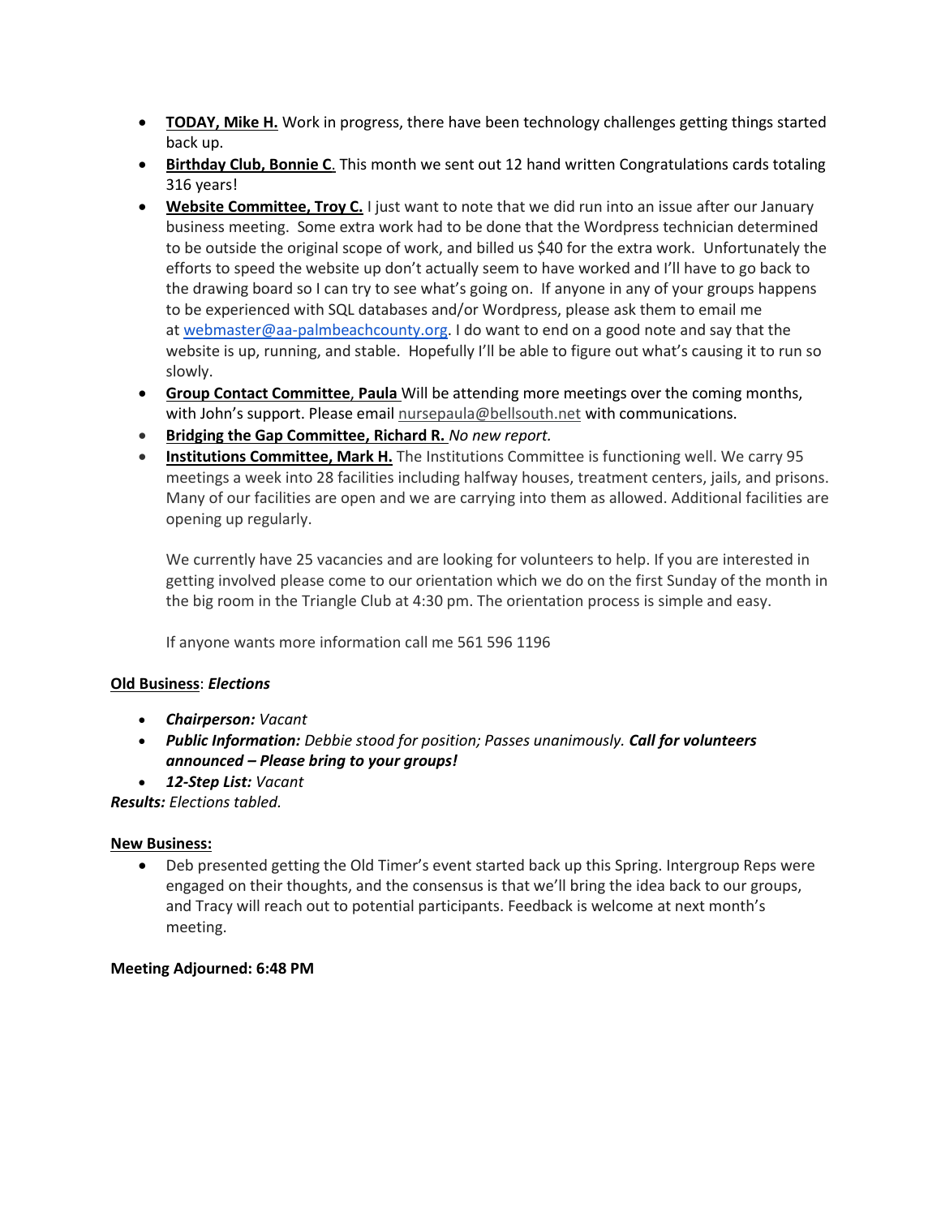- **TODAY, Mike H.** Work in progress, there have been technology challenges getting things started back up.
- **Birthday Club, Bonnie C**. This month we sent out 12 hand written Congratulations cards totaling 316 years!
- **Website Committee, Troy C.** I just want to note that we did run into an issue after our January business meeting. Some extra work had to be done that the Wordpress technician determined to be outside the original scope of work, and billed us $40 for the extra work. Unfortunately the efforts to speed the website up don't actually seem to have worked and I'll have to go back to the drawing board so I can try to see what's going on. If anyone in any of your groups happens to be experienced with SQL databases and/or Wordpress, please ask them to email me at webmaster@aa-palmbeachcounty.org. I do want to end on a good note and say that the website is up, running, and stable. Hopefully I'll be able to figure out what's causing it to run so slowly.
- **Group Contact Committee, Paula** Will be attending more meetings over the coming months, with John's support. Please email nursepaula@bellsouth.net with communications.
- **Bridging the Gap Committee, Richard R.** *No new report.*
- **Institutions Committee, Mark H.** The Institutions Committee is functioning well. We carry 95 meetings a week into 28 facilities including halfway houses, treatment centers, jails, and prisons. Many of our facilities are open and we are carrying into them as allowed. Additional facilities are opening up regularly.

  We currently have 25 vacancies and are looking for volunteers to help. If you are interested in getting involved please come to our orientation which we do on the first Sunday of the month in the big room in the Triangle Club at 4:30 pm. The orientation process is simple and easy.

  If anyone wants more information call me 561 596 1196

**Old Business**: ***Elections***

- ***Chairperson:*** *Vacant*
- ***Public Information:*** *Debbie stood for position; Passes unanimously.* ***Call for volunteers announced – Please bring to your groups!***
- ***12-Step List:*** *Vacant*

***Results:*** *Elections tabled.*

**New Business:**

- Deb presented getting the Old Timer's event started back up this Spring. Intergroup Reps were engaged on their thoughts, and the consensus is that we'll bring the idea back to our groups, and Tracy will reach out to potential participants. Feedback is welcome at next month's meeting.

**Meeting Adjourned: 6:48 PM**